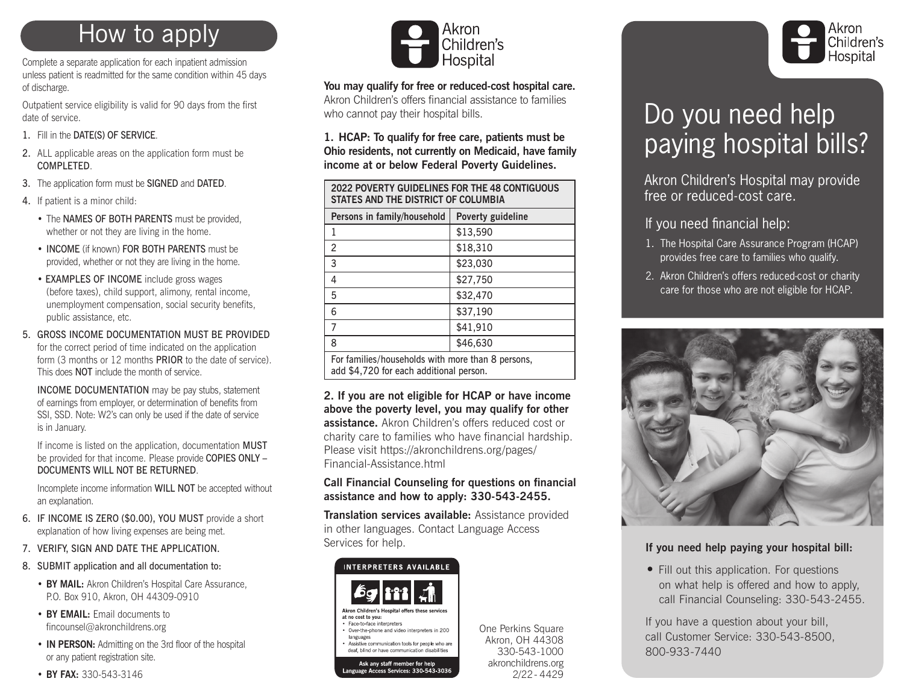## How to apply

Complete a separate application for each inpatient admission unless patient is readmitted for the same condition within 45 days of discharge.

Outpatient service eligibility is valid for 90 days from the first date of service.

1. Fill in the DATE(S) OF SERVICE.
2. ALL applicable areas on the application form must be COMPLETED.
3. The application form must be SIGNED and DATED.
4. If patient is a minor child:
   - The NAMES OF BOTH PARENTS must be provided, whether or not they are living in the home.
   - INCOME (if known) FOR BOTH PARENTS must be provided, whether or not they are living in the home.
   - EXAMPLES OF INCOME include gross wages (before taxes), child support, alimony, rental income, unemployment compensation, social security benefits, public assistance, etc.
5. GROSS INCOME DOCUMENTATION MUST BE PROVIDED for the correct period of time indicated on the application form (3 months or 12 months PRIOR to the date of service). This does NOT include the month of service.

   INCOME DOCUMENTATION may be pay stubs, statement of earnings from employer, or determination of benefits from SSI, SSD. Note: W2's can only be used if the date of service is in January.

   If income is listed on the application, documentation MUST be provided for that income. Please provide COPIES ONLY – DOCUMENTS WILL NOT BE RETURNED.

   Incomplete income information WILL NOT be accepted without an explanation.
6. IF INCOME IS ZERO ($0.00), YOU MUST provide a short explanation of how living expenses are being met.
7. VERIFY, SIGN AND DATE THE APPLICATION.
8. SUBMIT application and all documentation to:
   - **BY MAIL:** Akron Children's Hospital Care Assurance, P.O. Box 910, Akron, OH 44309-0910
   - **BY EMAIL:** Email documents to fincounsel@akronchildrens.org
   - **IN PERSON:** Admitting on the 3rd floor of the hospital or any patient registration site.
   - **BY FAX:** 330-543-3146

Akron Children's Hospital

**You may qualify for free or reduced-cost hospital care.** Akron Children's offers financial assistance to families who cannot pay their hospital bills.

**1. HCAP: To qualify for free care, patients must be Ohio residents, not currently on Medicaid, have family income at or below Federal Poverty Guidelines.**

| 2022 POVERTY GUIDELINES FOR THE 48 CONTIGUOUS STATES AND THE DISTRICT OF COLUMBIA | |
|---|---|
| Persons in family/household | Poverty guideline |
| 1 | $13,590 |
| 2 | $18,310 |
| 3 | $23,030 |
| 4 | $27,750 |
| 5 | $32,470 |
| 6 | $37,190 |
| 7 | $41,910 |
| 8 | $46,630 |
| For families/households with more than 8 persons, add $4,720 for each additional person. | |

**2. If you are not eligible for HCAP or have income above the poverty level, you may qualify for other assistance.** Akron Children's offers reduced cost or charity care to families who have financial hardship. Please visit https://akronchildrens.org/pages/Financial-Assistance.html

**Call Financial Counseling for questions on financial assistance and how to apply: 330-543-2455.**

**Translation services available:** Assistance provided in other languages. Contact Language Access Services for help.

INTERPRETERS AVAILABLE

**Akron Children's Hospital offers these services at no cost to you:**
- Face-to-face interpreters
- Over-the-phone and video interpreters in 200 languages
- Assistive communication tools for people who are deaf, blind or have communication disabilities

**Ask any staff member for help Language Access Services: 330-543-3036**

One Perkins Square
Akron, OH 44308
330-543-1000
akronchildrens.org
2/22-4429

Akron Children's Hospital

# Do you need help paying hospital bills?

Akron Children's Hospital may provide free or reduced-cost care.

### If you need financial help:

1. The Hospital Care Assurance Program (HCAP) provides free care to families who qualify.
2. Akron Children's offers reduced-cost or charity care for those who are not eligible for HCAP.

**If you need help paying your hospital bill:**

- Fill out this application. For questions on what help is offered and how to apply, call Financial Counseling: 330-543-2455.

If you have a question about your bill, call Customer Service: 330-543-8500, 800-933-7440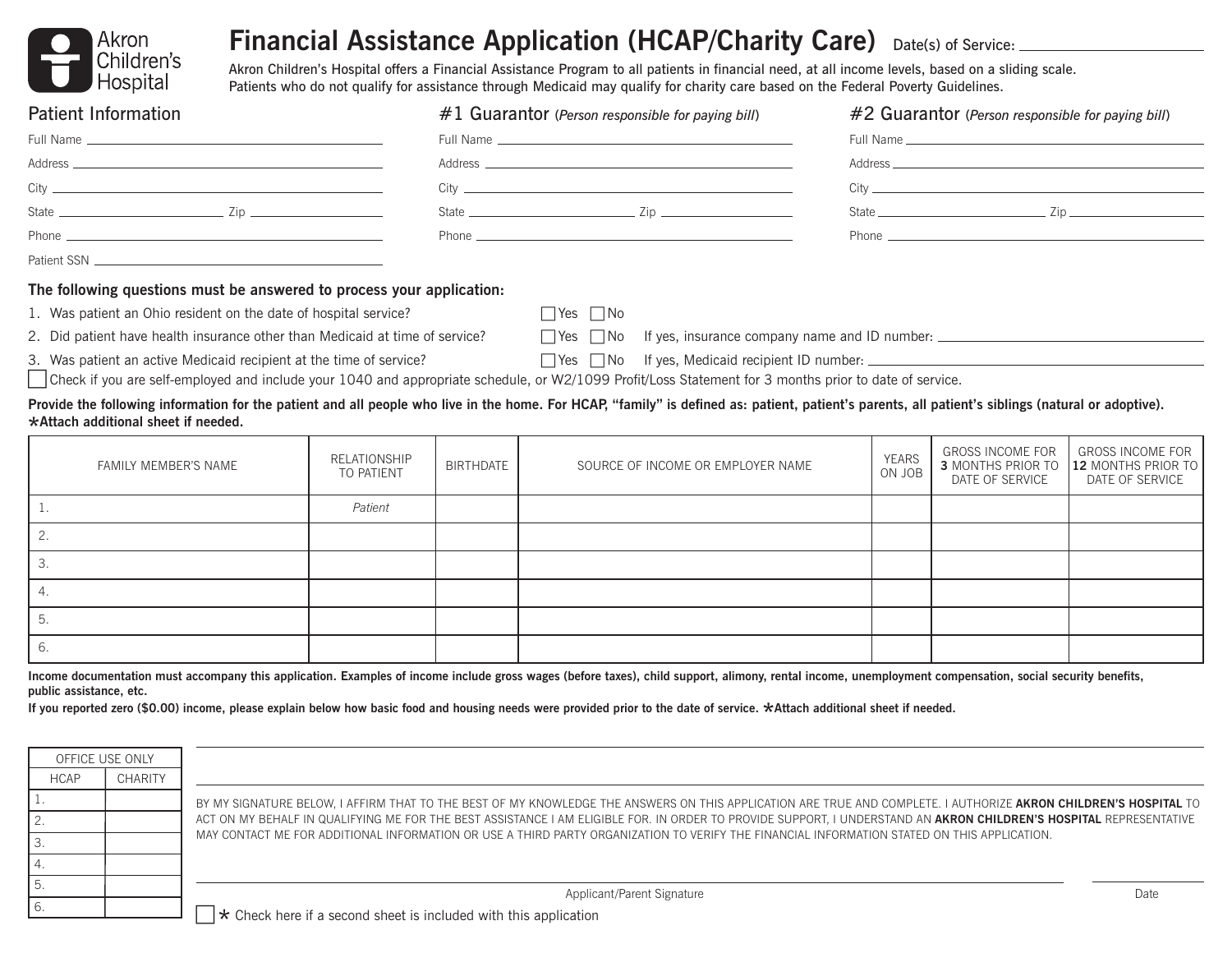Akron Children's Hospital

# Financial Assistance Application (HCAP/Charity Care)

Date(s) of Service: ____________________

Akron Children's Hospital offers a Financial Assistance Program to all patients in financial need, at all income levels, based on a sliding scale. Patients who do not qualify for assistance through Medicaid may qualify for charity care based on the Federal Poverty Guidelines.

## Patient Information

Full Name ____________________

Address ____________________

City ____________________

State ____________________ Zip ____________________

Phone ____________________

Patient SSN ____________________

## #1 Guarantor (*Person responsible for paying bill*)

Full Name ____________________

Address ____________________

City ____________________

State ____________________ Zip ____________________

Phone ____________________

## #2 Guarantor (*Person responsible for paying bill*)

Full Name ____________________

Address ____________________

City ____________________

State ____________________ Zip ____________________

Phone ____________________

**The following questions must be answered to process your application:**

1. Was patient an Ohio resident on the date of hospital service? ☐ Yes ☐ No
2. Did patient have health insurance other than Medicaid at time of service? ☐ Yes ☐ No If yes, insurance company name and ID number: ____________________
3. Was patient an active Medicaid recipient at the time of service? ☐ Yes ☐ No If yes, Medicaid recipient ID number: ____________________

☐ Check if you are self-employed and include your 1040 and appropriate schedule, or W2/1099 Profit/Loss Statement for 3 months prior to date of service.

**Provide the following information for the patient and all people who live in the home. For HCAP, "family" is defined as: patient, patient's parents, all patient's siblings (natural or adoptive).**
**\*Attach additional sheet if needed.**

| FAMILY MEMBER'S NAME | RELATIONSHIP TO PATIENT | BIRTHDATE | SOURCE OF INCOME OR EMPLOYER NAME | YEARS ON JOB | GROSS INCOME FOR **3** MONTHS PRIOR TO DATE OF SERVICE | GROSS INCOME FOR **12** MONTHS PRIOR TO DATE OF SERVICE |
|---|---|---|---|---|---|---|
| 1. | *Patient* | | | | | |
| 2. | | | | | | |
| 3. | | | | | | |
| 4. | | | | | | |
| 5. | | | | | | |
| 6. | | | | | | |

**Income documentation must accompany this application. Examples of income include gross wages (before taxes), child support, alimony, rental income, unemployment compensation, social security benefits, public assistance, etc.**

**If you reported zero ($0.00) income, please explain below how basic food and housing needs were provided prior to the date of service. \*Attach additional sheet if needed.**

____________________

____________________

| OFFICE USE ONLY | |
|---|---|
| HCAP | CHARITY |
| 1. | |
| 2. | |
| 3. | |
| 4. | |
| 5. | |
| 6. | |

BY MY SIGNATURE BELOW, I AFFIRM THAT TO THE BEST OF MY KNOWLEDGE THE ANSWERS ON THIS APPLICATION ARE TRUE AND COMPLETE. I AUTHORIZE **AKRON CHILDREN'S HOSPITAL** TO ACT ON MY BEHALF IN QUALIFYING ME FOR THE BEST ASSISTANCE I AM ELIGIBLE FOR. IN ORDER TO PROVIDE SUPPORT, I UNDERSTAND AN **AKRON CHILDREN'S HOSPITAL** REPRESENTATIVE MAY CONTACT ME FOR ADDITIONAL INFORMATION OR USE A THIRD PARTY ORGANIZATION TO VERIFY THE FINANCIAL INFORMATION STATED ON THIS APPLICATION.

____________________ Applicant/Parent Signature

____________________ Date

☐ \* Check here if a second sheet is included with this application